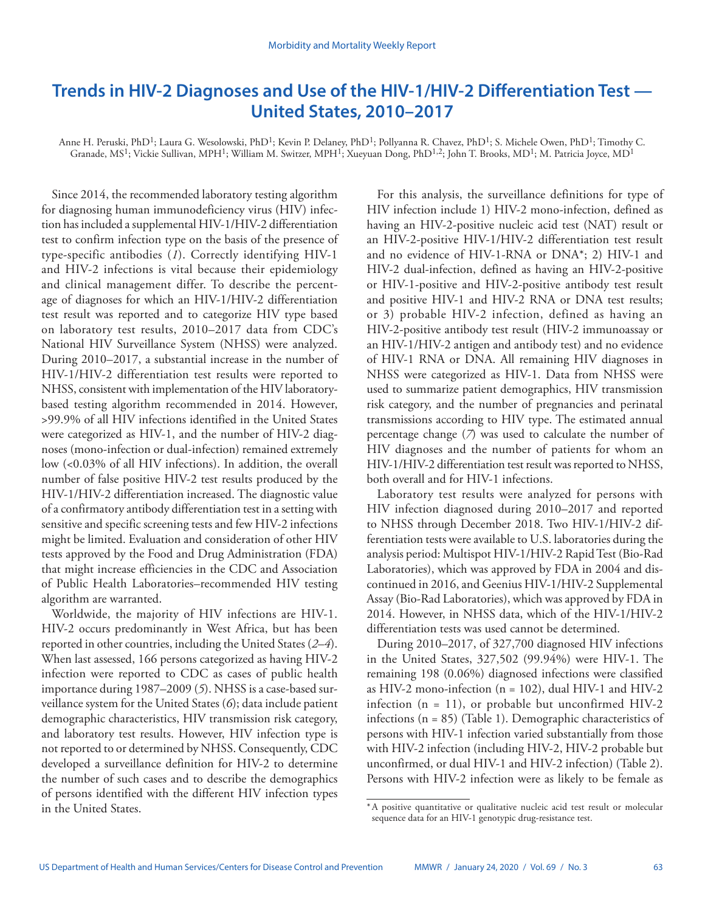# Trends in HIV-2 Diagnoses and Use of the HIV-1/HIV-2 Differentiation Test — United States, 2010–2017

Anne H. Peruski, PhD[1]; Laura G. Wesolowski, PhD[1]; Kevin P. Delaney, PhD[1]; Pollyanna R. Chavez, PhD[1]; S. Michele Owen, PhD[1]; Timothy C. Granade, MS[1]; Vickie Sullivan, MPH[1]; William M. Switzer, MPH[1]; Xueyuan Dong, PhD[1,2]; John T. Brooks, MD[1]; M. Patricia Joyce, MD[1]

Since 2014, the recommended laboratory testing algorithm for diagnosing human immunodeficiency virus (HIV) infection has included a supplemental HIV-1/HIV-2 differentiation test to confirm infection type on the basis of the presence of type-specific antibodies (*1*). Correctly identifying HIV-1 and HIV-2 infections is vital because their epidemiology and clinical management differ. To describe the percentage of diagnoses for which an HIV-1/HIV-2 differentiation test result was reported and to categorize HIV type based on laboratory test results, 2010–2017 data from CDC's National HIV Surveillance System (NHSS) were analyzed. During 2010–2017, a substantial increase in the number of HIV-1/HIV-2 differentiation test results were reported to NHSS, consistent with implementation of the HIV laboratory-based testing algorithm recommended in 2014. However, >99.9% of all HIV infections identified in the United States were categorized as HIV-1, and the number of HIV-2 diagnoses (mono-infection or dual-infection) remained extremely low (<0.03% of all HIV infections). In addition, the overall number of false positive HIV-2 test results produced by the HIV-1/HIV-2 differentiation increased. The diagnostic value of a confirmatory antibody differentiation test in a setting with sensitive and specific screening tests and few HIV-2 infections might be limited. Evaluation and consideration of other HIV tests approved by the Food and Drug Administration (FDA) that might increase efficiencies in the CDC and Association of Public Health Laboratories–recommended HIV testing algorithm are warranted.

Worldwide, the majority of HIV infections are HIV-1. HIV-2 occurs predominantly in West Africa, but has been reported in other countries, including the United States (*2*–*4*). When last assessed, 166 persons categorized as having HIV-2 infection were reported to CDC as cases of public health importance during 1987–2009 (*5*). NHSS is a case-based surveillance system for the United States (*6*); data include patient demographic characteristics, HIV transmission risk category, and laboratory test results. However, HIV infection type is not reported to or determined by NHSS. Consequently, CDC developed a surveillance definition for HIV-2 to determine the number of such cases and to describe the demographics of persons identified with the different HIV infection types in the United States.

For this analysis, the surveillance definitions for type of HIV infection include 1) HIV-2 mono-infection, defined as having an HIV-2-positive nucleic acid test (NAT) result or an HIV-2-positive HIV-1/HIV-2 differentiation test result and no evidence of HIV-1-RNA or DNA*; 2) HIV-1 and HIV-2 dual-infection, defined as having an HIV-2-positive or HIV-1-positive and HIV-2-positive antibody test result and positive HIV-1 and HIV-2 RNA or DNA test results; or 3) probable HIV-2 infection, defined as having an HIV-2-positive antibody test result (HIV-2 immunoassay or an HIV-1/HIV-2 antigen and antibody test) and no evidence of HIV-1 RNA or DNA. All remaining HIV diagnoses in NHSS were categorized as HIV-1. Data from NHSS were used to summarize patient demographics, HIV transmission risk category, and the number of pregnancies and perinatal transmissions according to HIV type. The estimated annual percentage change (*7*) was used to calculate the number of HIV diagnoses and the number of patients for whom an HIV-1/HIV-2 differentiation test result was reported to NHSS, both overall and for HIV-1 infections.

Laboratory test results were analyzed for persons with HIV infection diagnosed during 2010–2017 and reported to NHSS through December 2018. Two HIV-1/HIV-2 differentiation tests were available to U.S. laboratories during the analysis period: Multispot HIV-1/HIV-2 Rapid Test (Bio-Rad Laboratories), which was approved by FDA in 2004 and discontinued in 2016, and Geenius HIV-1/HIV-2 Supplemental Assay (Bio-Rad Laboratories), which was approved by FDA in 2014. However, in NHSS data, which of the HIV-1/HIV-2 differentiation tests was used cannot be determined.

During 2010–2017, of 327,700 diagnosed HIV infections in the United States, 327,502 (99.94%) were HIV-1. The remaining 198 (0.06%) diagnosed infections were classified as HIV-2 mono-infection (n = 102), dual HIV-1 and HIV-2 infection (n = 11), or probable but unconfirmed HIV-2 infections (n = 85) (Table 1). Demographic characteristics of persons with HIV-1 infection varied substantially from those with HIV-2 infection (including HIV-2, HIV-2 probable but unconfirmed, or dual HIV-1 and HIV-2 infection) (Table 2). Persons with HIV-2 infection were as likely to be female as

\* A positive quantitative or qualitative nucleic acid test result or molecular sequence data for an HIV-1 genotypic drug-resistance test.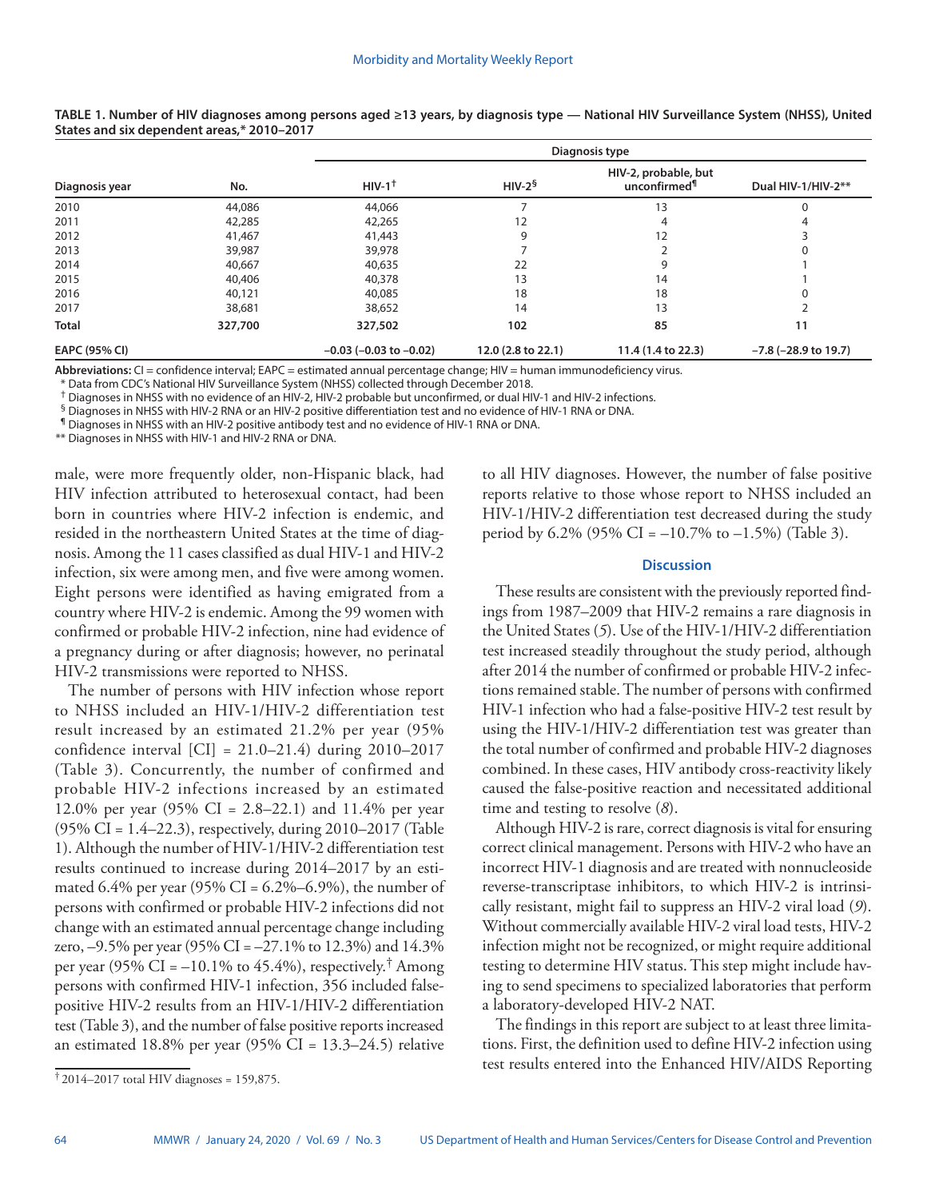**TABLE 1. Number of HIV diagnoses among persons aged ≥13 years, by diagnosis type — National HIV Surveillance System (NHSS), United States and six dependent areas,* 2010–2017**

| Diagnosis year | No. | Diagnosis type | | | |
|---|---|---|---|---|---|
| | | HIV-1† | HIV-2§ | HIV-2, probable, but unconfirmed¶ | Dual HIV-1/HIV-2** |
| 2010 | 44,086 | 44,066 | 7 | 13 | 0 |
| 2011 | 42,285 | 42,265 | 12 | 4 | 4 |
| 2012 | 41,467 | 41,443 | 9 | 12 | 3 |
| 2013 | 39,987 | 39,978 | 7 | 2 | 0 |
| 2014 | 40,667 | 40,635 | 22 | 9 | 1 |
| 2015 | 40,406 | 40,378 | 13 | 14 | 1 |
| 2016 | 40,121 | 40,085 | 18 | 18 | 0 |
| 2017 | 38,681 | 38,652 | 14 | 13 | 2 |
| **Total** | **327,700** | **327,502** | **102** | **85** | **11** |
| **EAPC (95% CI)** | | −0.03 (−0.03 to −0.02) | 12.0 (2.8 to 22.1) | 11.4 (1.4 to 22.3) | −7.8 (−28.9 to 19.7) |

**Abbreviations:** CI = confidence interval; EAPC = estimated annual percentage change; HIV = human immunodeficiency virus.
* Data from CDC's National HIV Surveillance System (NHSS) collected through December 2018.
† Diagnoses in NHSS with no evidence of an HIV-2, HIV-2 probable but unconfirmed, or dual HIV-1 and HIV-2 infections.
§ Diagnoses in NHSS with HIV-2 RNA or an HIV-2 positive differentiation test and no evidence of HIV-1 RNA or DNA.
¶ Diagnoses in NHSS with an HIV-2 positive antibody test and no evidence of HIV-1 RNA or DNA.
** Diagnoses in NHSS with HIV-1 and HIV-2 RNA or DNA.

male, were more frequently older, non-Hispanic black, had HIV infection attributed to heterosexual contact, had been born in countries where HIV-2 infection is endemic, and resided in the northeastern United States at the time of diagnosis. Among the 11 cases classified as dual HIV-1 and HIV-2 infection, six were among men, and five were among women. Eight persons were identified as having emigrated from a country where HIV-2 is endemic. Among the 99 women with confirmed or probable HIV-2 infection, nine had evidence of a pregnancy during or after diagnosis; however, no perinatal HIV-2 transmissions were reported to NHSS.

The number of persons with HIV infection whose report to NHSS included an HIV-1/HIV-2 differentiation test result increased by an estimated 21.2% per year (95% confidence interval [CI] = 21.0–21.4) during 2010–2017 (Table 3). Concurrently, the number of confirmed and probable HIV-2 infections increased by an estimated 12.0% per year (95% CI = 2.8–22.1) and 11.4% per year (95% CI = 1.4–22.3), respectively, during 2010–2017 (Table 1). Although the number of HIV-1/HIV-2 differentiation test results continued to increase during 2014–2017 by an estimated 6.4% per year (95% CI = 6.2%–6.9%), the number of persons with confirmed or probable HIV-2 infections did not change with an estimated annual percentage change including zero, –9.5% per year (95% CI = –27.1% to 12.3%) and 14.3% per year (95% CI = –10.1% to 45.4%), respectively.† Among persons with confirmed HIV-1 infection, 356 included false-positive HIV-2 results from an HIV-1/HIV-2 differentiation test (Table 3), and the number of false positive reports increased an estimated 18.8% per year (95% CI = 13.3–24.5) relative to all HIV diagnoses. However, the number of false positive reports relative to those whose report to NHSS included an HIV-1/HIV-2 differentiation test decreased during the study period by 6.2% (95% CI = –10.7% to –1.5%) (Table 3).

† 2014–2017 total HIV diagnoses = 159,875.

## Discussion

These results are consistent with the previously reported findings from 1987–2009 that HIV-2 remains a rare diagnosis in the United States (*5*). Use of the HIV-1/HIV-2 differentiation test increased steadily throughout the study period, although after 2014 the number of confirmed or probable HIV-2 infections remained stable. The number of persons with confirmed HIV-1 infection who had a false-positive HIV-2 test result by using the HIV-1/HIV-2 differentiation test was greater than the total number of confirmed and probable HIV-2 diagnoses combined. In these cases, HIV antibody cross-reactivity likely caused the false-positive reaction and necessitated additional time and testing to resolve (*8*).

Although HIV-2 is rare, correct diagnosis is vital for ensuring correct clinical management. Persons with HIV-2 who have an incorrect HIV-1 diagnosis and are treated with nonnucleoside reverse-transcriptase inhibitors, to which HIV-2 is intrinsically resistant, might fail to suppress an HIV-2 viral load (*9*). Without commercially available HIV-2 viral load tests, HIV-2 infection might not be recognized, or might require additional testing to determine HIV status. This step might include having to send specimens to specialized laboratories that perform a laboratory-developed HIV-2 NAT.

The findings in this report are subject to at least three limitations. First, the definition used to define HIV-2 infection using test results entered into the Enhanced HIV/AIDS Reporting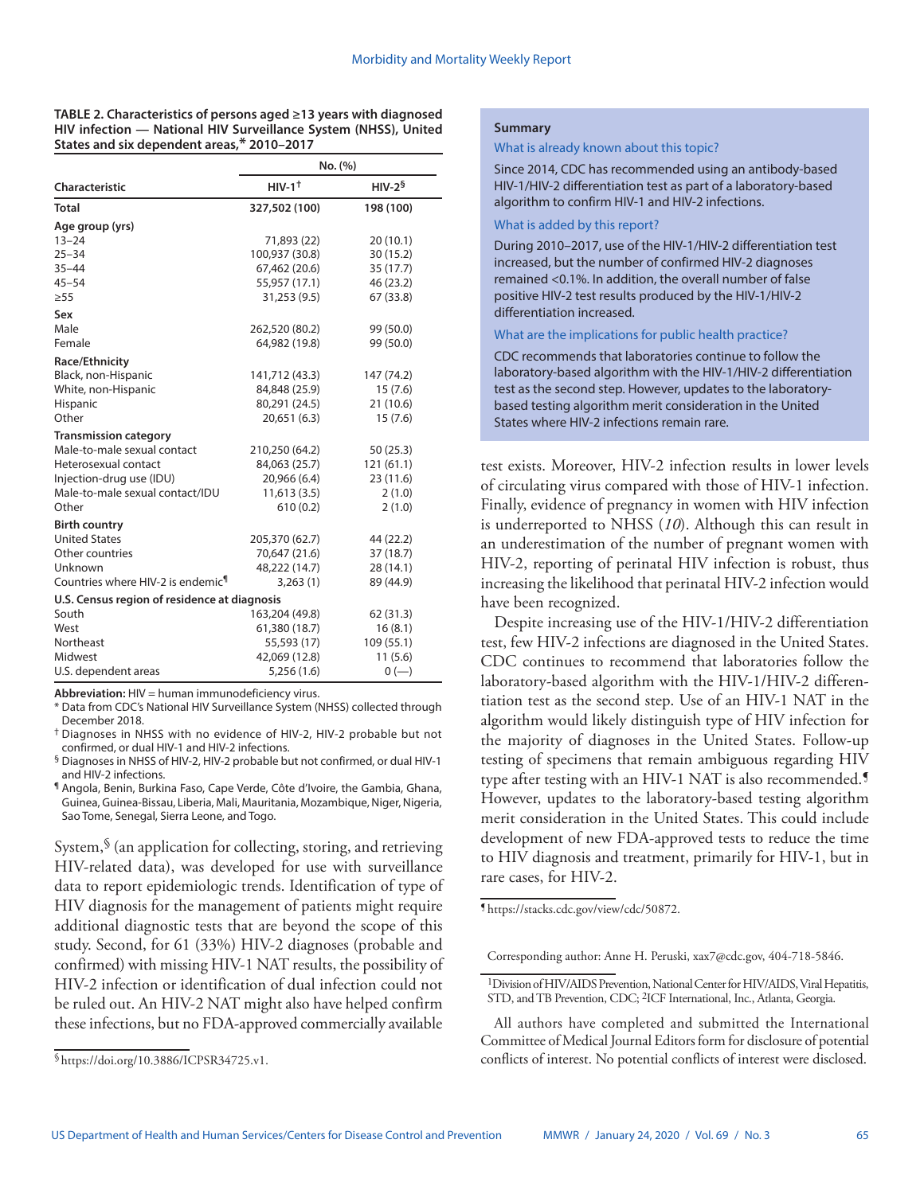**TABLE 2. Characteristics of persons aged ≥13 years with diagnosed HIV infection — National HIV Surveillance System (NHSS), United States and six dependent areas,* 2010–2017**

| Characteristic | No. (%) | |
|---|---|---|
| | HIV-1[†] | HIV-2[§] |
| **Total** | **327,502 (100)** | **198 (100)** |
| **Age group (yrs)** | | |
| 13–24 | 71,893 (22) | 20 (10.1) |
| 25–34 | 100,937 (30.8) | 30 (15.2) |
| 35–44 | 67,462 (20.6) | 35 (17.7) |
| 45–54 | 55,957 (17.1) | 46 (23.2) |
| ≥55 | 31,253 (9.5) | 67 (33.8) |
| **Sex** | | |
| Male | 262,520 (80.2) | 99 (50.0) |
| Female | 64,982 (19.8) | 99 (50.0) |
| **Race/Ethnicity** | | |
| Black, non-Hispanic | 141,712 (43.3) | 147 (74.2) |
| White, non-Hispanic | 84,848 (25.9) | 15 (7.6) |
| Hispanic | 80,291 (24.5) | 21 (10.6) |
| Other | 20,651 (6.3) | 15 (7.6) |
| **Transmission category** | | |
| Male-to-male sexual contact | 210,250 (64.2) | 50 (25.3) |
| Heterosexual contact | 84,063 (25.7) | 121 (61.1) |
| Injection-drug use (IDU) | 20,966 (6.4) | 23 (11.6) |
| Male-to-male sexual contact/IDU | 11,613 (3.5) | 2 (1.0) |
| Other | 610 (0.2) | 2 (1.0) |
| **Birth country** | | |
| United States | 205,370 (62.7) | 44 (22.2) |
| Other countries | 70,647 (21.6) | 37 (18.7) |
| Unknown | 48,222 (14.7) | 28 (14.1) |
| Countries where HIV-2 is endemic[¶] | 3,263 (1) | 89 (44.9) |
| **U.S. Census region of residence at diagnosis** | | |
| South | 163,204 (49.8) | 62 (31.3) |
| West | 61,380 (18.7) | 16 (8.1) |
| Northeast | 55,593 (17) | 109 (55.1) |
| Midwest | 42,069 (12.8) | 11 (5.6) |
| U.S. dependent areas | 5,256 (1.6) | 0 (—) |

**Abbreviation:** HIV = human immunodeficiency virus.

* Data from CDC's National HIV Surveillance System (NHSS) collected through December 2018.

† Diagnoses in NHSS with no evidence of HIV-2, HIV-2 probable but not confirmed, or dual HIV-1 and HIV-2 infections.

§ Diagnoses in NHSS of HIV-2, HIV-2 probable but not confirmed, or dual HIV-1 and HIV-2 infections.

¶ Angola, Benin, Burkina Faso, Cape Verde, Côte d'Ivoire, the Gambia, Ghana, Guinea, Guinea-Bissau, Liberia, Mali, Mauritania, Mozambique, Niger, Nigeria, Sao Tome, Senegal, Sierra Leone, and Togo.

System,[§] (an application for collecting, storing, and retrieving HIV-related data), was developed for use with surveillance data to report epidemiologic trends. Identification of type of HIV diagnosis for the management of patients might require additional diagnostic tests that are beyond the scope of this study. Second, for 61 (33%) HIV-2 diagnoses (probable and confirmed) with missing HIV-1 NAT results, the possibility of HIV-2 infection or identification of dual infection could not be ruled out. An HIV-2 NAT might also have helped confirm these infections, but no FDA-approved commercially available test exists. Moreover, HIV-2 infection results in lower levels of circulating virus compared with those of HIV-1 infection. Finally, evidence of pregnancy in women with HIV infection is underreported to NHSS (*10*). Although this can result in an underestimation of the number of pregnant women with HIV-2, reporting of perinatal HIV infection is robust, thus increasing the likelihood that perinatal HIV-2 infection would have been recognized.

Despite increasing use of the HIV-1/HIV-2 differentiation test, few HIV-2 infections are diagnosed in the United States. CDC continues to recommend that laboratories follow the laboratory-based algorithm with the HIV-1/HIV-2 differentiation test as the second step. Use of an HIV-1 NAT in the algorithm would likely distinguish type of HIV infection for the majority of diagnoses in the United States. Follow-up testing of specimens that remain ambiguous regarding HIV type after testing with an HIV-1 NAT is also recommended.[¶] However, updates to the laboratory-based testing algorithm merit consideration in the United States. This could include development of new FDA-approved tests to reduce the time to HIV diagnosis and treatment, primarily for HIV-1, but in rare cases, for HIV-2.

§ https://doi.org/10.3886/ICPSR34725.v1.

¶ https://stacks.cdc.gov/view/cdc/50872.

**Summary**

What is already known about this topic?

Since 2014, CDC has recommended using an antibody-based HIV-1/HIV-2 differentiation test as part of a laboratory-based algorithm to confirm HIV-1 and HIV-2 infections.

What is added by this report?

During 2010–2017, use of the HIV-1/HIV-2 differentiation test increased, but the number of confirmed HIV-2 diagnoses remained <0.1%. In addition, the overall number of false positive HIV-2 test results produced by the HIV-1/HIV-2 differentiation increased.

What are the implications for public health practice?

CDC recommends that laboratories continue to follow the laboratory-based algorithm with the HIV-1/HIV-2 differentiation test as the second step. However, updates to the laboratory-based testing algorithm merit consideration in the United States where HIV-2 infections remain rare.

Corresponding author: Anne H. Peruski, xax7@cdc.gov, 404-718-5846.

[1]Division of HIV/AIDS Prevention, National Center for HIV/AIDS, Viral Hepatitis, STD, and TB Prevention, CDC; [2]ICF International, Inc., Atlanta, Georgia.

All authors have completed and submitted the International Committee of Medical Journal Editors form for disclosure of potential conflicts of interest. No potential conflicts of interest were disclosed.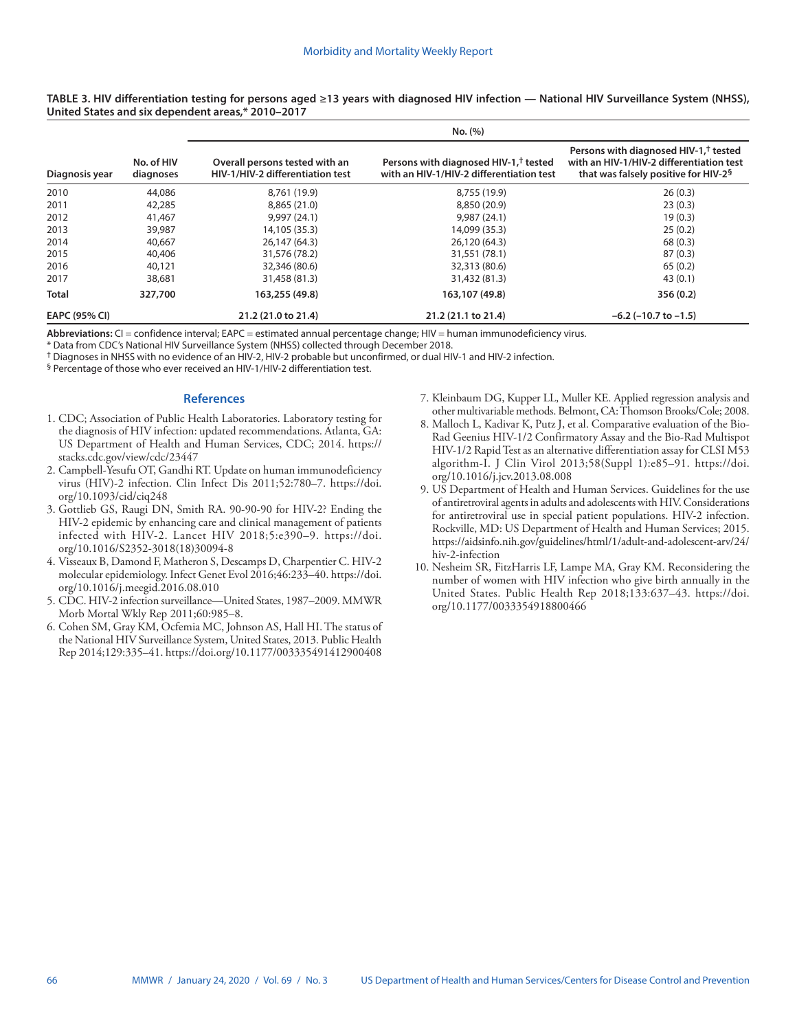**TABLE 3. HIV differentiation testing for persons aged ≥13 years with diagnosed HIV infection — National HIV Surveillance System (NHSS), United States and six dependent areas,* 2010–2017**

| Diagnosis year | No. of HIV diagnoses | No. (%) | | |
|---|---|---|---|---|
| | | Overall persons tested with an HIV-1/HIV-2 differentiation test | Persons with diagnosed HIV-1,† tested with an HIV-1/HIV-2 differentiation test | Persons with diagnosed HIV-1,† tested with an HIV-1/HIV-2 differentiation test that was falsely positive for HIV-2§ |
| 2010 | 44,086 | 8,761 (19.9) | 8,755 (19.9) | 26 (0.3) |
| 2011 | 42,285 | 8,865 (21.0) | 8,850 (20.9) | 23 (0.3) |
| 2012 | 41,467 | 9,997 (24.1) | 9,987 (24.1) | 19 (0.3) |
| 2013 | 39,987 | 14,105 (35.3) | 14,099 (35.3) | 25 (0.2) |
| 2014 | 40,667 | 26,147 (64.3) | 26,120 (64.3) | 68 (0.3) |
| 2015 | 40,406 | 31,576 (78.2) | 31,551 (78.1) | 87 (0.3) |
| 2016 | 40,121 | 32,346 (80.6) | 32,313 (80.6) | 65 (0.2) |
| 2017 | 38,681 | 31,458 (81.3) | 31,432 (81.3) | 43 (0.1) |
| **Total** | **327,700** | **163,255 (49.8)** | **163,107 (49.8)** | **356 (0.2)** |
| **EAPC (95% CI)** | | **21.2 (21.0 to 21.4)** | **21.2 (21.1 to 21.4)** | **−6.2 (−10.7 to −1.5)** |

**Abbreviations:** CI = confidence interval; EAPC = estimated annual percentage change; HIV = human immunodeficiency virus.

* Data from CDC's National HIV Surveillance System (NHSS) collected through December 2018.

† Diagnoses in NHSS with no evidence of an HIV-2, HIV-2 probable but unconfirmed, or dual HIV-1 and HIV-2 infection.

§ Percentage of those who ever received an HIV-1/HIV-2 differentiation test.

## References

1. CDC; Association of Public Health Laboratories. Laboratory testing for the diagnosis of HIV infection: updated recommendations. Atlanta, GA: US Department of Health and Human Services, CDC; 2014. https://stacks.cdc.gov/view/cdc/23447
2. Campbell-Yesufu OT, Gandhi RT. Update on human immunodeficiency virus (HIV)-2 infection. Clin Infect Dis 2011;52:780–7. https://doi.org/10.1093/cid/ciq248
3. Gottlieb GS, Raugi DN, Smith RA. 90-90-90 for HIV-2? Ending the HIV-2 epidemic by enhancing care and clinical management of patients infected with HIV-2. Lancet HIV 2018;5:e390–9. https://doi.org/10.1016/S2352-3018(18)30094-8
4. Visseaux B, Damond F, Matheron S, Descamps D, Charpentier C. HIV-2 molecular epidemiology. Infect Genet Evol 2016;46:233–40. https://doi.org/10.1016/j.meegid.2016.08.010
5. CDC. HIV-2 infection surveillance—United States, 1987–2009. MMWR Morb Mortal Wkly Rep 2011;60:985–8.
6. Cohen SM, Gray KM, Ocfemia MC, Johnson AS, Hall HI. The status of the National HIV Surveillance System, United States, 2013. Public Health Rep 2014;129:335–41. https://doi.org/10.1177/003335491412900408
7. Kleinbaum DG, Kupper LL, Muller KE. Applied regression analysis and other multivariable methods. Belmont, CA: Thomson Brooks/Cole; 2008.
8. Malloch L, Kadivar K, Putz J, et al. Comparative evaluation of the Bio-Rad Geenius HIV-1/2 Confirmatory Assay and the Bio-Rad Multispot HIV-1/2 Rapid Test as an alternative differentiation assay for CLSI M53 algorithm-I. J Clin Virol 2013;58(Suppl 1):e85–91. https://doi.org/10.1016/j.jcv.2013.08.008
9. US Department of Health and Human Services. Guidelines for the use of antiretroviral agents in adults and adolescents with HIV. Considerations for antiretroviral use in special patient populations. HIV-2 infection. Rockville, MD: US Department of Health and Human Services; 2015. https://aidsinfo.nih.gov/guidelines/html/1/adult-and-adolescent-arv/24/hiv-2-infection
10. Nesheim SR, FitzHarris LF, Lampe MA, Gray KM. Reconsidering the number of women with HIV infection who give birth annually in the United States. Public Health Rep 2018;133:637–43. https://doi.org/10.1177/0033354918800466